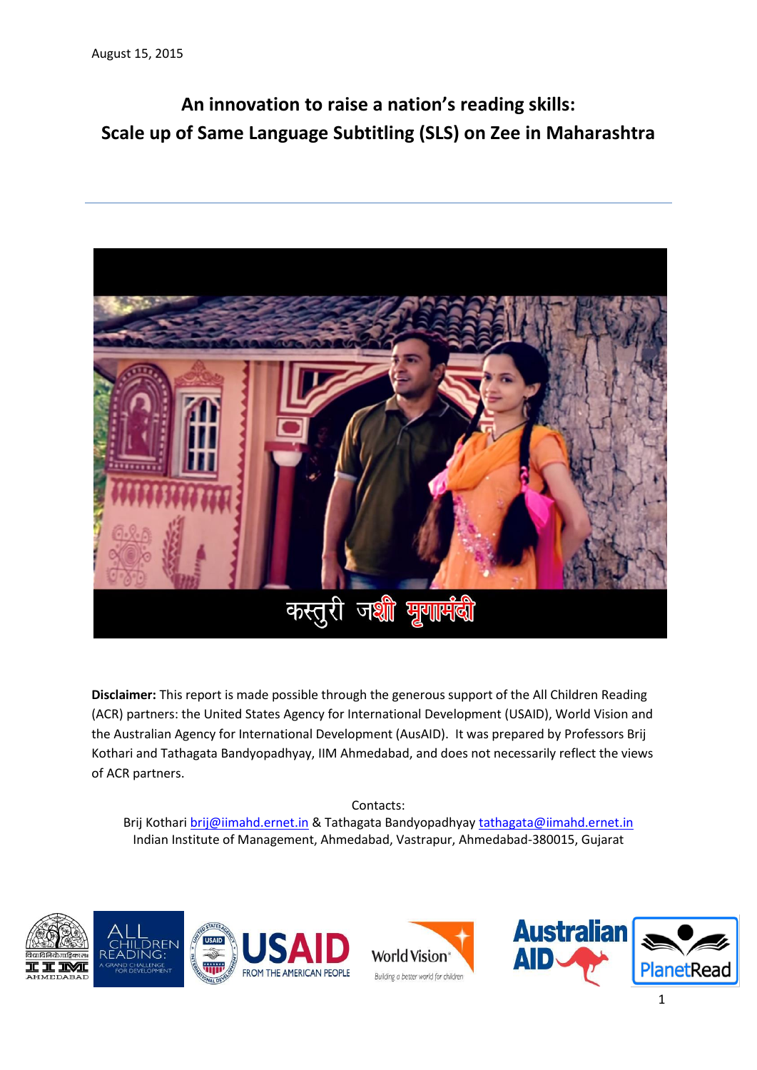August 15, 2015

# An innovation to raise a nation's reading skills: Scale up of Same Language Subtitling (SLS) on Zee in Maharashtra

---

**Disclaimer:** This report is made possible through the generous support of the All Children Reading (ACR) partners: the United States Agency for International Development (USAID), World Vision and the Australian Agency for International Development (AusAID). It was prepared by Professors Brij Kothari and Tathagata Bandyopadhyay, IIM Ahmedabad, and does not necessarily reflect the views of ACR partners.

Contacts:
Brij Kothari brij@iimahd.ernet.in & Tathagata Bandyopadhyay tathagata@iimahd.ernet.in
Indian Institute of Management, Ahmedabad, Vastrapur, Ahmedabad-380015, Gujarat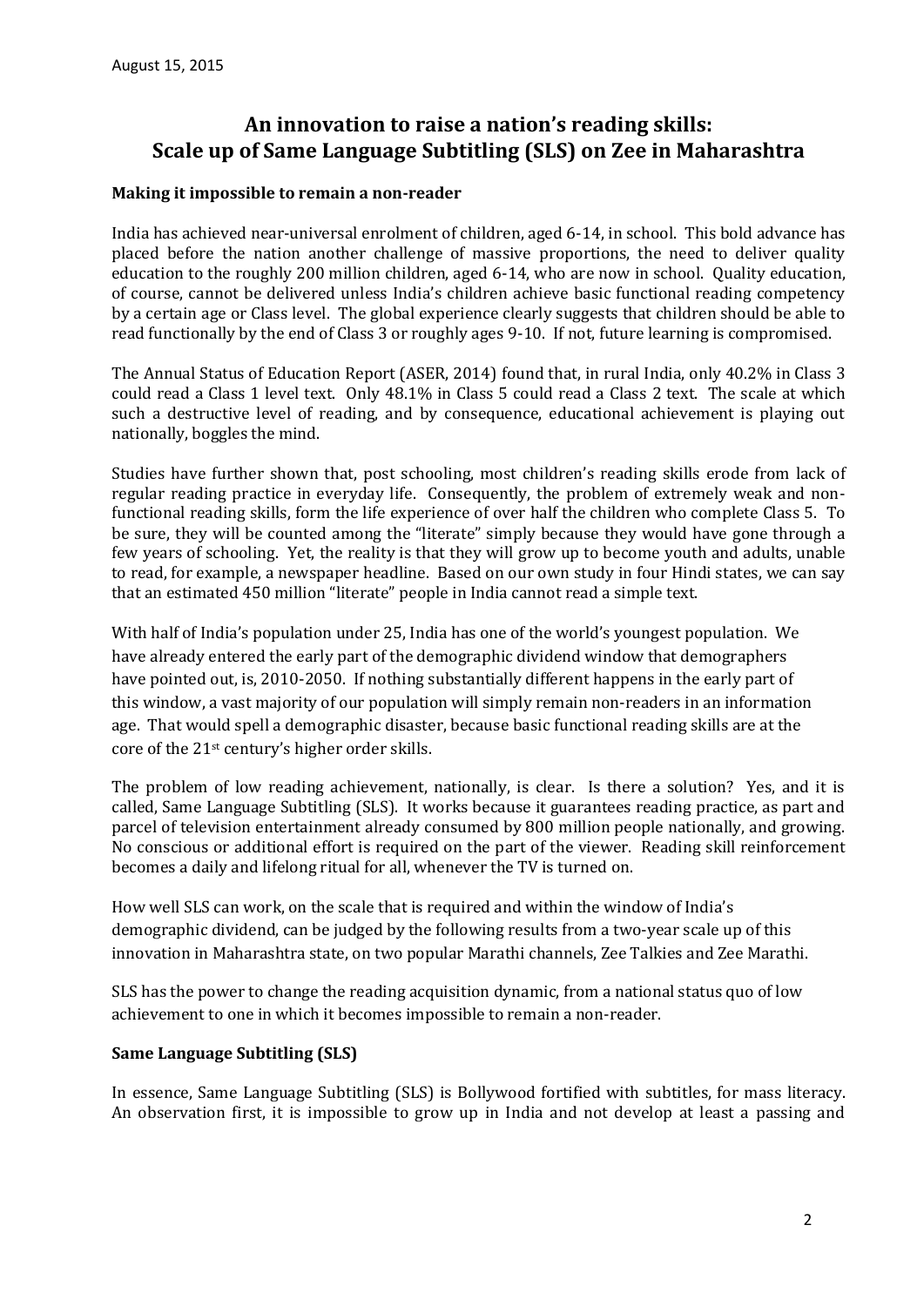August 15, 2015

# An innovation to raise a nation's reading skills: Scale up of Same Language Subtitling (SLS) on Zee in Maharashtra

## Making it impossible to remain a non-reader

India has achieved near-universal enrolment of children, aged 6-14, in school. This bold advance has placed before the nation another challenge of massive proportions, the need to deliver quality education to the roughly 200 million children, aged 6-14, who are now in school. Quality education, of course, cannot be delivered unless India's children achieve basic functional reading competency by a certain age or Class level. The global experience clearly suggests that children should be able to read functionally by the end of Class 3 or roughly ages 9-10. If not, future learning is compromised.

The Annual Status of Education Report (ASER, 2014) found that, in rural India, only 40.2% in Class 3 could read a Class 1 level text. Only 48.1% in Class 5 could read a Class 2 text. The scale at which such a destructive level of reading, and by consequence, educational achievement is playing out nationally, boggles the mind.

Studies have further shown that, post schooling, most children's reading skills erode from lack of regular reading practice in everyday life. Consequently, the problem of extremely weak and non-functional reading skills, form the life experience of over half the children who complete Class 5. To be sure, they will be counted among the "literate" simply because they would have gone through a few years of schooling. Yet, the reality is that they will grow up to become youth and adults, unable to read, for example, a newspaper headline. Based on our own study in four Hindi states, we can say that an estimated 450 million "literate" people in India cannot read a simple text.

With half of India's population under 25, India has one of the world's youngest population. We have already entered the early part of the demographic dividend window that demographers have pointed out, is, 2010-2050. If nothing substantially different happens in the early part of this window, a vast majority of our population will simply remain non-readers in an information age. That would spell a demographic disaster, because basic functional reading skills are at the core of the 21st century's higher order skills.

The problem of low reading achievement, nationally, is clear. Is there a solution? Yes, and it is called, Same Language Subtitling (SLS). It works because it guarantees reading practice, as part and parcel of television entertainment already consumed by 800 million people nationally, and growing. No conscious or additional effort is required on the part of the viewer. Reading skill reinforcement becomes a daily and lifelong ritual for all, whenever the TV is turned on.

How well SLS can work, on the scale that is required and within the window of India's demographic dividend, can be judged by the following results from a two-year scale up of this innovation in Maharashtra state, on two popular Marathi channels, Zee Talkies and Zee Marathi.

SLS has the power to change the reading acquisition dynamic, from a national status quo of low achievement to one in which it becomes impossible to remain a non-reader.

## Same Language Subtitling (SLS)

In essence, Same Language Subtitling (SLS) is Bollywood fortified with subtitles, for mass literacy. An observation first, it is impossible to grow up in India and not develop at least a passing and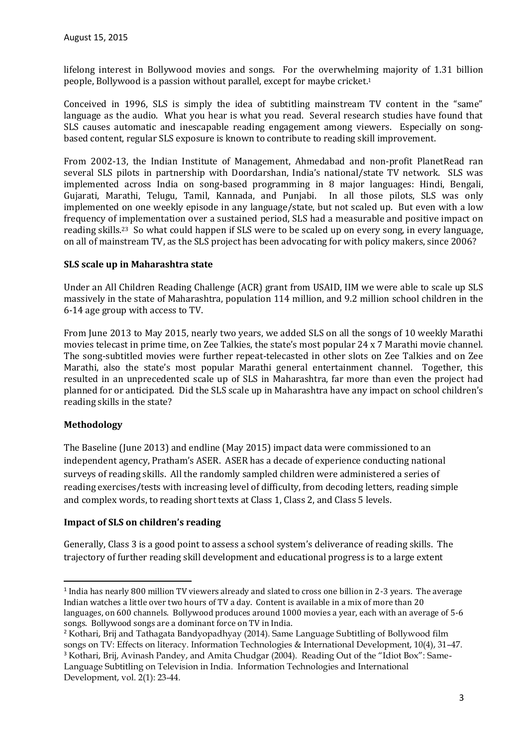lifelong interest in Bollywood movies and songs. For the overwhelming majority of 1.31 billion people, Bollywood is a passion without parallel, except for maybe cricket.[1]

Conceived in 1996, SLS is simply the idea of subtitling mainstream TV content in the "same" language as the audio. What you hear is what you read. Several research studies have found that SLS causes automatic and inescapable reading engagement among viewers. Especially on song-based content, regular SLS exposure is known to contribute to reading skill improvement.

From 2002-13, the Indian Institute of Management, Ahmedabad and non-profit PlanetRead ran several SLS pilots in partnership with Doordarshan, India's national/state TV network. SLS was implemented across India on song-based programming in 8 major languages: Hindi, Bengali, Gujarati, Marathi, Telugu, Tamil, Kannada, and Punjabi. In all those pilots, SLS was only implemented on one weekly episode in any language/state, but not scaled up. But even with a low frequency of implementation over a sustained period, SLS had a measurable and positive impact on reading skills.[2][3] So what could happen if SLS were to be scaled up on every song, in every language, on all of mainstream TV, as the SLS project has been advocating for with policy makers, since 2006?

**SLS scale up in Maharashtra state**

Under an All Children Reading Challenge (ACR) grant from USAID, IIM we were able to scale up SLS massively in the state of Maharashtra, population 114 million, and 9.2 million school children in the 6-14 age group with access to TV.

From June 2013 to May 2015, nearly two years, we added SLS on all the songs of 10 weekly Marathi movies telecast in prime time, on Zee Talkies, the state's most popular 24 x 7 Marathi movie channel. The song-subtitled movies were further repeat-telecasted in other slots on Zee Talkies and on Zee Marathi, also the state's most popular Marathi general entertainment channel. Together, this resulted in an unprecedented scale up of SLS in Maharashtra, far more than even the project had planned for or anticipated. Did the SLS scale up in Maharashtra have any impact on school children's reading skills in the state?

**Methodology**

The Baseline (June 2013) and endline (May 2015) impact data were commissioned to an independent agency, Pratham's ASER. ASER has a decade of experience conducting national surveys of reading skills. All the randomly sampled children were administered a series of reading exercises/tests with increasing level of difficulty, from decoding letters, reading simple and complex words, to reading short texts at Class 1, Class 2, and Class 5 levels.

**Impact of SLS on children's reading**

Generally, Class 3 is a good point to assess a school system's deliverance of reading skills. The trajectory of further reading skill development and educational progress is to a large extent

---

[1] India has nearly 800 million TV viewers already and slated to cross one billion in 2-3 years. The average Indian watches a little over two hours of TV a day. Content is available in a mix of more than 20 languages, on 600 channels. Bollywood produces around 1000 movies a year, each with an average of 5-6 songs. Bollywood songs are a dominant force on TV in India.

[2] Kothari, Brij and Tathagata Bandyopadhyay (2014). Same Language Subtitling of Bollywood film songs on TV: Effects on literacy. Information Technologies & International Development, 10(4), 31–47.

[3] Kothari, Brij, Avinash Pandey, and Amita Chudgar (2004). Reading Out of the "Idiot Box": Same-Language Subtitling on Television in India. Information Technologies and International Development, vol. 2(1): 23-44.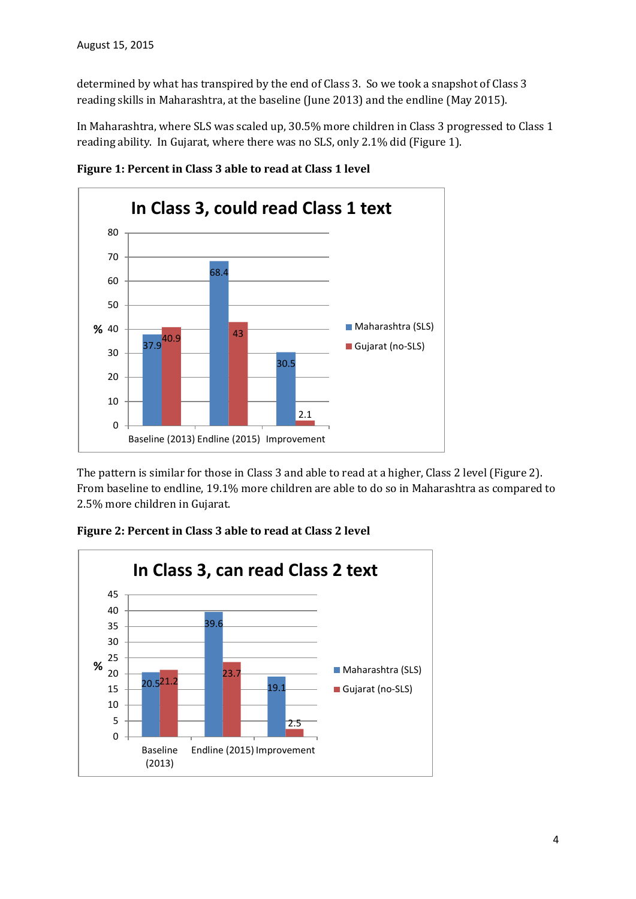determined by what has transpired by the end of Class 3. So we took a snapshot of Class 3 reading skills in Maharashtra, at the baseline (June 2013) and the endline (May 2015).

In Maharashtra, where SLS was scaled up, 30.5% more children in Class 3 progressed to Class 1 reading ability. In Gujarat, where there was no SLS, only 2.1% did (Figure 1).

**Figure 1: Percent in Class 3 able to read at Class 1 level**

In Class 3, could read Class 1 text

| % | Baseline (2013) | Endline (2015) | Improvement |
|---|---|---|---|
| Maharashtra (SLS) | 37.9 | 68.4 | 30.5 |
| Gujarat (no-SLS) | 40.9 | 43 | 2.1 |

The pattern is similar for those in Class 3 and able to read at a higher, Class 2 level (Figure 2). From baseline to endline, 19.1% more children are able to do so in Maharashtra as compared to 2.5% more children in Gujarat.

**Figure 2: Percent in Class 3 able to read at Class 2 level**

In Class 3, can read Class 2 text

| % | Baseline (2013) | Endline (2015) | Improvement |
|---|---|---|---|
| Maharashtra (SLS) | 20.5 | 39.6 | 19.1 |
| Gujarat (no-SLS) | 21.2 | 23.7 | 2.5 |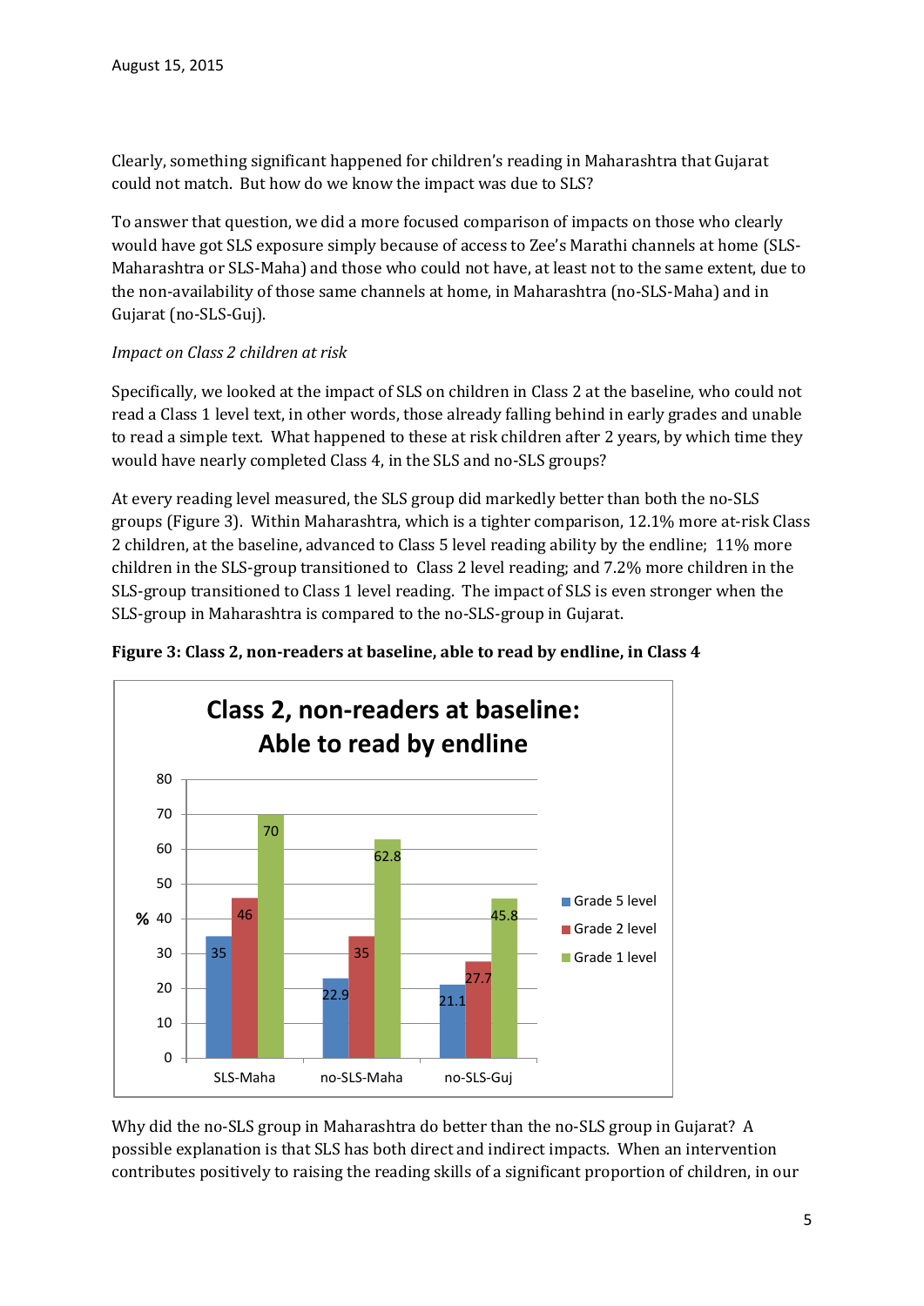Clearly, something significant happened for children's reading in Maharashtra that Gujarat could not match. But how do we know the impact was due to SLS?

To answer that question, we did a more focused comparison of impacts on those who clearly would have got SLS exposure simply because of access to Zee's Marathi channels at home (SLS-Maharashtra or SLS-Maha) and those who could not have, at least not to the same extent, due to the non-availability of those same channels at home, in Maharashtra (no-SLS-Maha) and in Gujarat (no-SLS-Guj).

*Impact on Class 2 children at risk*

Specifically, we looked at the impact of SLS on children in Class 2 at the baseline, who could not read a Class 1 level text, in other words, those already falling behind in early grades and unable to read a simple text. What happened to these at risk children after 2 years, by which time they would have nearly completed Class 4, in the SLS and no-SLS groups?

At every reading level measured, the SLS group did markedly better than both the no-SLS groups (Figure 3). Within Maharashtra, which is a tighter comparison, 12.1% more at-risk Class 2 children, at the baseline, advanced to Class 5 level reading ability by the endline; 11% more children in the SLS-group transitioned to Class 2 level reading; and 7.2% more children in the SLS-group transitioned to Class 1 level reading. The impact of SLS is even stronger when the SLS-group in Maharashtra is compared to the no-SLS-group in Gujarat.

**Figure 3: Class 2, non-readers at baseline, able to read by endline, in Class 4**

**Class 2, non-readers at baseline: Able to read by endline**

| % | Grade 5 level | Grade 2 level | Grade 1 level |
|---|---|---|---|
| SLS-Maha | 35 | 46 | 70 |
| no-SLS-Maha | 22.9 | 35 | 62.8 |
| no-SLS-Guj | 21.1 | 27.7 | 45.8 |

Why did the no-SLS group in Maharashtra do better than the no-SLS group in Gujarat? A possible explanation is that SLS has both direct and indirect impacts. When an intervention contributes positively to raising the reading skills of a significant proportion of children, in our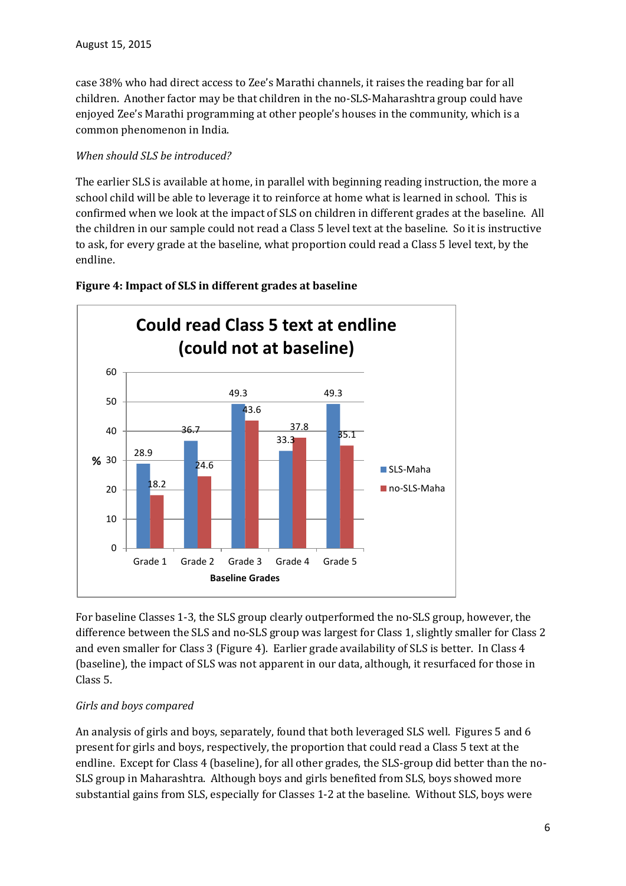case 38% who had direct access to Zee's Marathi channels, it raises the reading bar for all children. Another factor may be that children in the no-SLS-Maharashtra group could have enjoyed Zee's Marathi programming at other people's houses in the community, which is a common phenomenon in India.

*When should SLS be introduced?*

The earlier SLS is available at home, in parallel with beginning reading instruction, the more a school child will be able to leverage it to reinforce at home what is learned in school. This is confirmed when we look at the impact of SLS on children in different grades at the baseline. All the children in our sample could not read a Class 5 level text at the baseline. So it is instructive to ask, for every grade at the baseline, what proportion could read a Class 5 level text, by the endline.

**Figure 4: Impact of SLS in different grades at baseline**

**Could read Class 5 text at endline (could not at baseline)**

| Baseline Grades | SLS-Maha (%) | no-SLS-Maha (%) |
|---|---|---|
| Grade 1 | 28.9 | 18.2 |
| Grade 2 | 36.7 | 24.6 |
| Grade 3 | 49.3 | 43.6 |
| Grade 4 | 33.3 | 37.8 |
| Grade 5 | 49.3 | 35.1 |

For baseline Classes 1-3, the SLS group clearly outperformed the no-SLS group, however, the difference between the SLS and no-SLS group was largest for Class 1, slightly smaller for Class 2 and even smaller for Class 3 (Figure 4). Earlier grade availability of SLS is better. In Class 4 (baseline), the impact of SLS was not apparent in our data, although, it resurfaced for those in Class 5.

*Girls and boys compared*

An analysis of girls and boys, separately, found that both leveraged SLS well. Figures 5 and 6 present for girls and boys, respectively, the proportion that could read a Class 5 text at the endline. Except for Class 4 (baseline), for all other grades, the SLS-group did better than the no-SLS group in Maharashtra. Although boys and girls benefited from SLS, boys showed more substantial gains from SLS, especially for Classes 1-2 at the baseline. Without SLS, boys were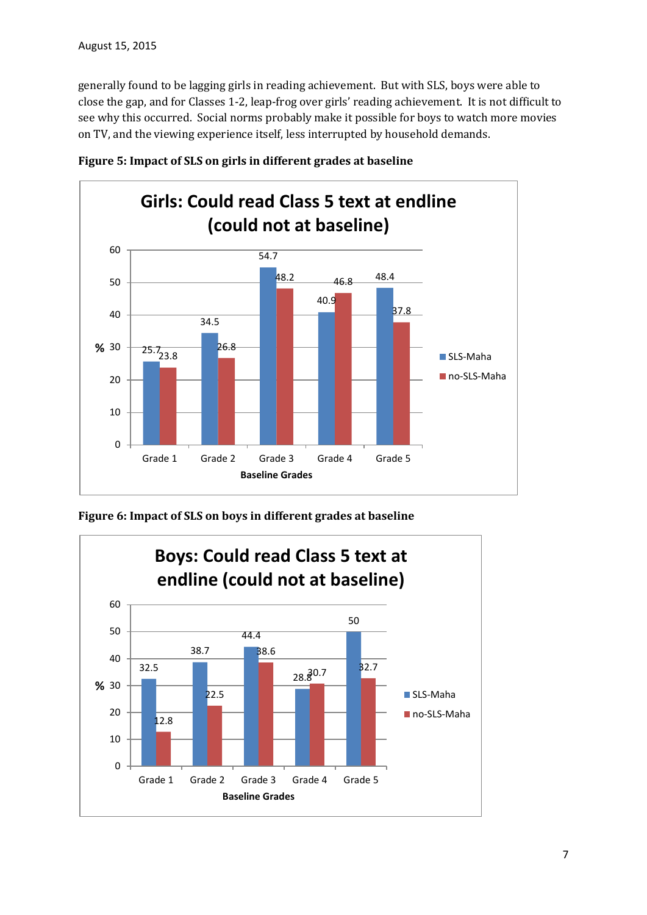generally found to be lagging girls in reading achievement. But with SLS, boys were able to close the gap, and for Classes 1-2, leap-frog over girls' reading achievement. It is not difficult to see why this occurred. Social norms probably make it possible for boys to watch more movies on TV, and the viewing experience itself, less interrupted by household demands.

**Figure 5: Impact of SLS on girls in different grades at baseline**

**Girls: Could read Class 5 text at endline (could not at baseline)**

| Baseline Grades | SLS-Maha (%) | no-SLS-Maha (%) |
|---|---|---|
| Grade 1 | 25.7 | 23.8 |
| Grade 2 | 34.5 | 26.8 |
| Grade 3 | 54.7 | 48.2 |
| Grade 4 | 40.9 | 46.8 |
| Grade 5 | 48.4 | 37.8 |

**Figure 6: Impact of SLS on boys in different grades at baseline**

**Boys: Could read Class 5 text at endline (could not at baseline)**

| Baseline Grades | SLS-Maha (%) | no-SLS-Maha (%) |
|---|---|---|
| Grade 1 | 32.5 | 12.8 |
| Grade 2 | 38.7 | 22.5 |
| Grade 3 | 44.4 | 38.6 |
| Grade 4 | 28.8 | 30.7 |
| Grade 5 | 50 | 32.7 |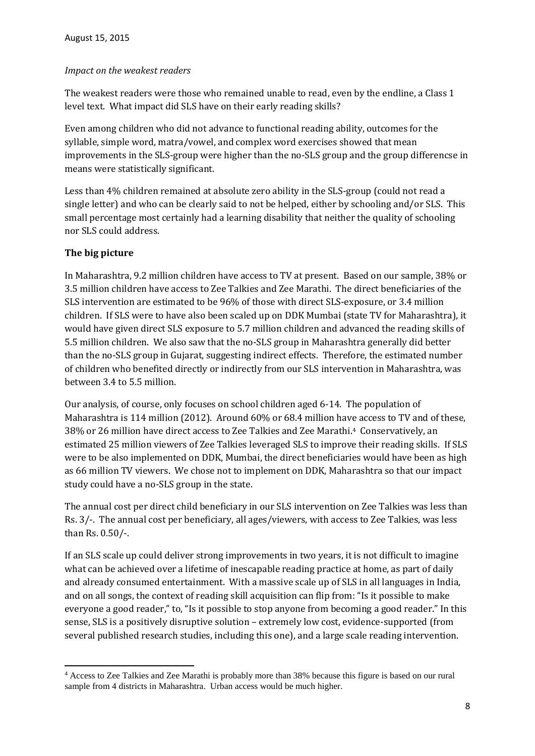*Impact on the weakest readers*

The weakest readers were those who remained unable to read, even by the endline, a Class 1 level text. What impact did SLS have on their early reading skills?

Even among children who did not advance to functional reading ability, outcomes for the syllable, simple word, matra/vowel, and complex word exercises showed that mean improvements in the SLS-group were higher than the no-SLS group and the group differencse in means were statistically significant.

Less than 4% children remained at absolute zero ability in the SLS-group (could not read a single letter) and who can be clearly said to not be helped, either by schooling and/or SLS. This small percentage most certainly had a learning disability that neither the quality of schooling nor SLS could address.

**The big picture**

In Maharashtra, 9.2 million children have access to TV at present. Based on our sample, 38% or 3.5 million children have access to Zee Talkies and Zee Marathi. The direct beneficiaries of the SLS intervention are estimated to be 96% of those with direct SLS-exposure, or 3.4 million children. If SLS were to have also been scaled up on DDK Mumbai (state TV for Maharashtra), it would have given direct SLS exposure to 5.7 million children and advanced the reading skills of 5.5 million children. We also saw that the no-SLS group in Maharashtra generally did better than the no-SLS group in Gujarat, suggesting indirect effects. Therefore, the estimated number of children who benefited directly or indirectly from our SLS intervention in Maharashtra, was between 3.4 to 5.5 million.

Our analysis, of course, only focuses on school children aged 6-14. The population of Maharashtra is 114 million (2012). Around 60% or 68.4 million have access to TV and of these, 38% or 26 million have direct access to Zee Talkies and Zee Marathi.[4] Conservatively, an estimated 25 million viewers of Zee Talkies leveraged SLS to improve their reading skills. If SLS were to be also implemented on DDK, Mumbai, the direct beneficiaries would have been as high as 66 million TV viewers. We chose not to implement on DDK, Maharashtra so that our impact study could have a no-SLS group in the state.

The annual cost per direct child beneficiary in our SLS intervention on Zee Talkies was less than Rs. 3/-. The annual cost per beneficiary, all ages/viewers, with access to Zee Talkies, was less than Rs. 0.50/-.

If an SLS scale up could deliver strong improvements in two years, it is not difficult to imagine what can be achieved over a lifetime of inescapable reading practice at home, as part of daily and already consumed entertainment. With a massive scale up of SLS in all languages in India, and on all songs, the context of reading skill acquisition can flip from: "Is it possible to make everyone a good reader," to, "Is it possible to stop anyone from becoming a good reader." In this sense, SLS is a positively disruptive solution – extremely low cost, evidence-supported (from several published research studies, including this one), and a large scale reading intervention.

[4] Access to Zee Talkies and Zee Marathi is probably more than 38% because this figure is based on our rural sample from 4 districts in Maharashtra. Urban access would be much higher.